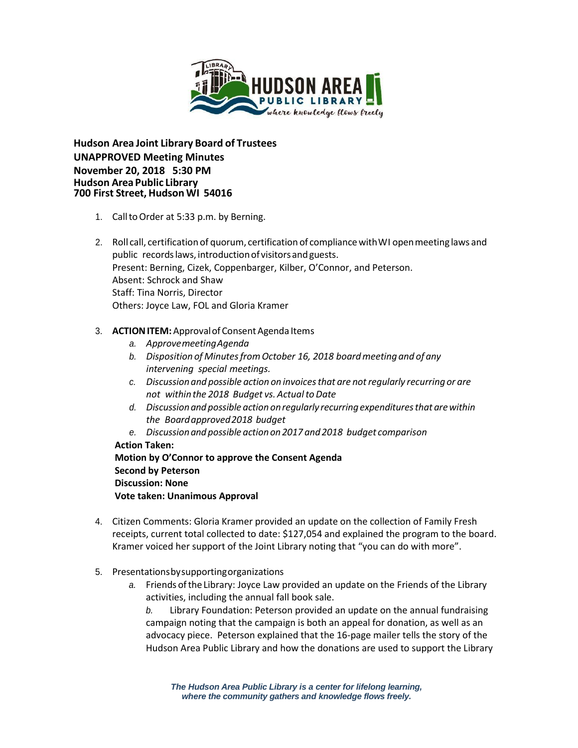**Hudson Area Joint Library Board of Trustees**
**UNAPPROVED Meeting Minutes**
**November 20, 2018 5:30 PM**
**Hudson Area Public Library**
**700 First Street, Hudson WI 54016**

1. Call to Order at 5:33 p.m. by Berning.

2. Roll call, certification of quorum, certification of compliance with WI open meeting laws and public records laws, introduction of visitors and guests.
   Present: Berning, Cizek, Coppenbarger, Kilber, O'Connor, and Peterson.
   Absent: Schrock and Shaw
   Staff: Tina Norris, Director
   Others: Joyce Law, FOL and Gloria Kramer

3. **ACTION ITEM:** Approval of Consent Agenda Items
   a. *Approve meeting Agenda*
   b. *Disposition of Minutes from October 16, 2018 board meeting and of any intervening special meetings.*
   c. *Discussion and possible action on invoices that are not regularly recurring or are not within the 2018 Budget vs. Actual to Date*
   d. *Discussion and possible action on regularly recurring expenditures that are within the Board approved 2018 budget*
   e. *Discussion and possible action on 2017 and 2018 budget comparison*

   **Action Taken:**
   **Motion by O'Connor to approve the Consent Agenda**
   **Second by Peterson**
   **Discussion: None**
   **Vote taken: Unanimous Approval**

4. Citizen Comments: Gloria Kramer provided an update on the collection of Family Fresh receipts, current total collected to date: $127,054 and explained the program to the board. Kramer voiced her support of the Joint Library noting that "you can do with more".

5. Presentations by supporting organizations
   a. Friends of the Library: Joyce Law provided an update on the Friends of the Library activities, including the annual fall book sale.
   b. Library Foundation: Peterson provided an update on the annual fundraising campaign noting that the campaign is both an appeal for donation, as well as an advocacy piece. Peterson explained that the 16-page mailer tells the story of the Hudson Area Public Library and how the donations are used to support the Library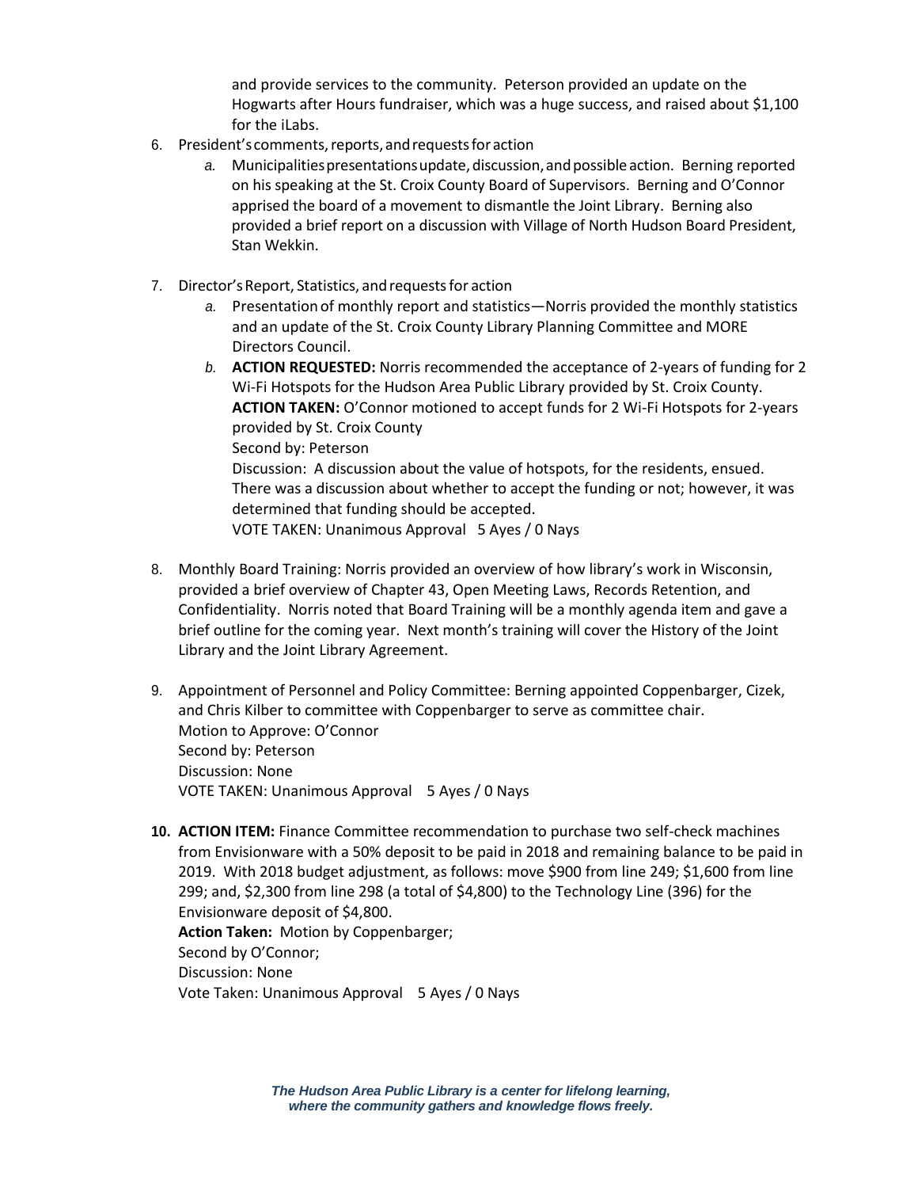and provide services to the community. Peterson provided an update on the Hogwarts after Hours fundraiser, which was a huge success, and raised about $1,100 for the iLabs.

6. President's comments, reports, and requests for action
   a. Municipalities presentations update, discussion, and possible action. Berning reported on his speaking at the St. Croix County Board of Supervisors. Berning and O'Connor apprised the board of a movement to dismantle the Joint Library. Berning also provided a brief report on a discussion with Village of North Hudson Board President, Stan Wekkin.

7. Director's Report, Statistics, and requests for action
   a. Presentation of monthly report and statistics—Norris provided the monthly statistics and an update of the St. Croix County Library Planning Committee and MORE Directors Council.
   b. **ACTION REQUESTED:** Norris recommended the acceptance of 2-years of funding for 2 Wi-Fi Hotspots for the Hudson Area Public Library provided by St. Croix County.
      **ACTION TAKEN:** O'Connor motioned to accept funds for 2 Wi-Fi Hotspots for 2-years provided by St. Croix County
      Second by: Peterson
      Discussion: A discussion about the value of hotspots, for the residents, ensued. There was a discussion about whether to accept the funding or not; however, it was determined that funding should be accepted.
      VOTE TAKEN: Unanimous Approval 5 Ayes / 0 Nays

8. Monthly Board Training: Norris provided an overview of how library's work in Wisconsin, provided a brief overview of Chapter 43, Open Meeting Laws, Records Retention, and Confidentiality. Norris noted that Board Training will be a monthly agenda item and gave a brief outline for the coming year. Next month's training will cover the History of the Joint Library and the Joint Library Agreement.

9. Appointment of Personnel and Policy Committee: Berning appointed Coppenbarger, Cizek, and Chris Kilber to committee with Coppenbarger to serve as committee chair.
   Motion to Approve: O'Connor
   Second by: Peterson
   Discussion: None
   VOTE TAKEN: Unanimous Approval 5 Ayes / 0 Nays

10. **ACTION ITEM:** Finance Committee recommendation to purchase two self-check machines from Envisionware with a 50% deposit to be paid in 2018 and remaining balance to be paid in 2019. With 2018 budget adjustment, as follows: move $900 from line 249; $1,600 from line 299; and, $2,300 from line 298 (a total of $4,800) to the Technology Line (396) for the Envisionware deposit of $4,800.
    **Action Taken:** Motion by Coppenbarger;
    Second by O'Connor;
    Discussion: None
    Vote Taken: Unanimous Approval 5 Ayes / 0 Nays

***The Hudson Area Public Library is a center for lifelong learning, where the community gathers and knowledge flows freely.***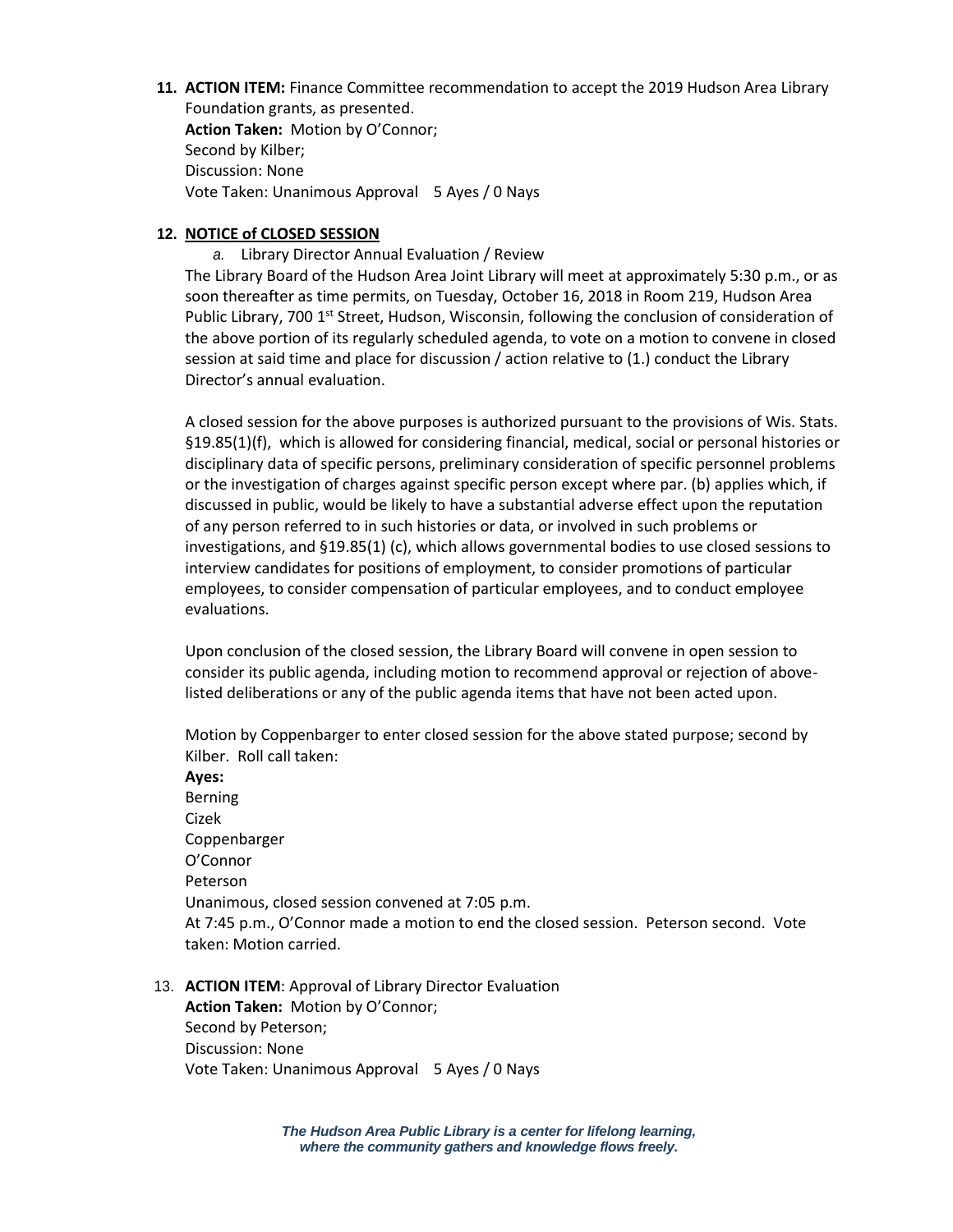11. **ACTION ITEM:** Finance Committee recommendation to accept the 2019 Hudson Area Library Foundation grants, as presented.
    **Action Taken:** Motion by O'Connor;
    Second by Kilber;
    Discussion: None
    Vote Taken: Unanimous Approval 5 Ayes / 0 Nays

12. **NOTICE of CLOSED SESSION**

    *a.* Library Director Annual Evaluation / Review

    The Library Board of the Hudson Area Joint Library will meet at approximately 5:30 p.m., or as soon thereafter as time permits, on Tuesday, October 16, 2018 in Room 219, Hudson Area Public Library, 700 1st Street, Hudson, Wisconsin, following the conclusion of consideration of the above portion of its regularly scheduled agenda, to vote on a motion to convene in closed session at said time and place for discussion / action relative to (1.) conduct the Library Director's annual evaluation.

    A closed session for the above purposes is authorized pursuant to the provisions of Wis. Stats. §19.85(1)(f), which is allowed for considering financial, medical, social or personal histories or disciplinary data of specific persons, preliminary consideration of specific personnel problems or the investigation of charges against specific person except where par. (b) applies which, if discussed in public, would be likely to have a substantial adverse effect upon the reputation of any person referred to in such histories or data, or involved in such problems or investigations, and §19.85(1) (c), which allows governmental bodies to use closed sessions to interview candidates for positions of employment, to consider promotions of particular employees, to consider compensation of particular employees, and to conduct employee evaluations.

    Upon conclusion of the closed session, the Library Board will convene in open session to consider its public agenda, including motion to recommend approval or rejection of above-listed deliberations or any of the public agenda items that have not been acted upon.

    Motion by Coppenbarger to enter closed session for the above stated purpose; second by Kilber. Roll call taken:
    **Ayes:**
    Berning
    Cizek
    Coppenbarger
    O'Connor
    Peterson
    Unanimous, closed session convened at 7:05 p.m.
    At 7:45 p.m., O'Connor made a motion to end the closed session. Peterson second. Vote taken: Motion carried.

13. **ACTION ITEM**: Approval of Library Director Evaluation
    **Action Taken:** Motion by O'Connor;
    Second by Peterson;
    Discussion: None
    Vote Taken: Unanimous Approval 5 Ayes / 0 Nays

***The Hudson Area Public Library is a center for lifelong learning, where the community gathers and knowledge flows freely.***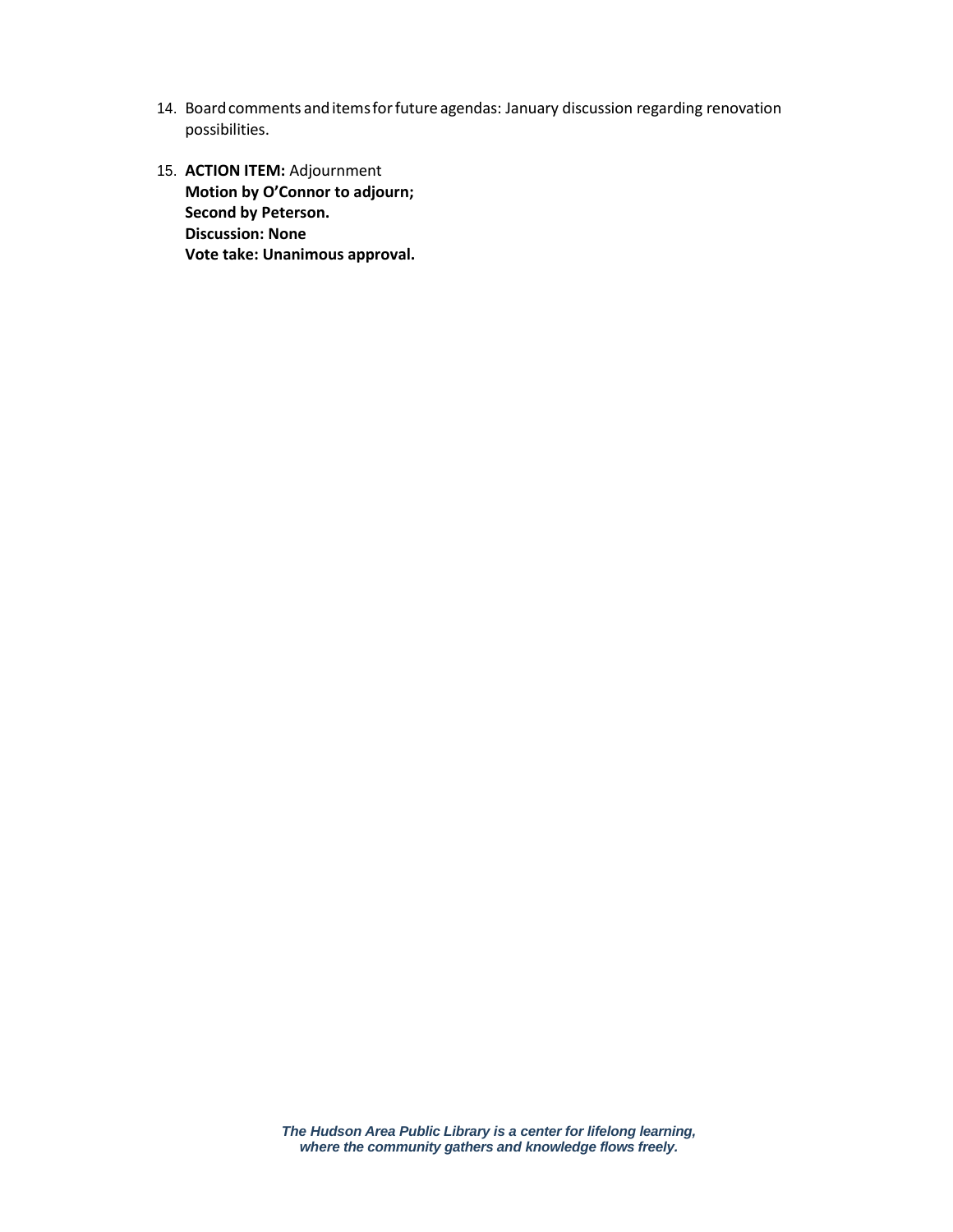14. Board comments and items for future agendas: January discussion regarding renovation possibilities.

15. **ACTION ITEM:** Adjournment
    **Motion by O'Connor to adjourn;**
    **Second by Peterson.**
    **Discussion: None**
    **Vote take: Unanimous approval.**

***The Hudson Area Public Library is a center for lifelong learning, where the community gathers and knowledge flows freely.***